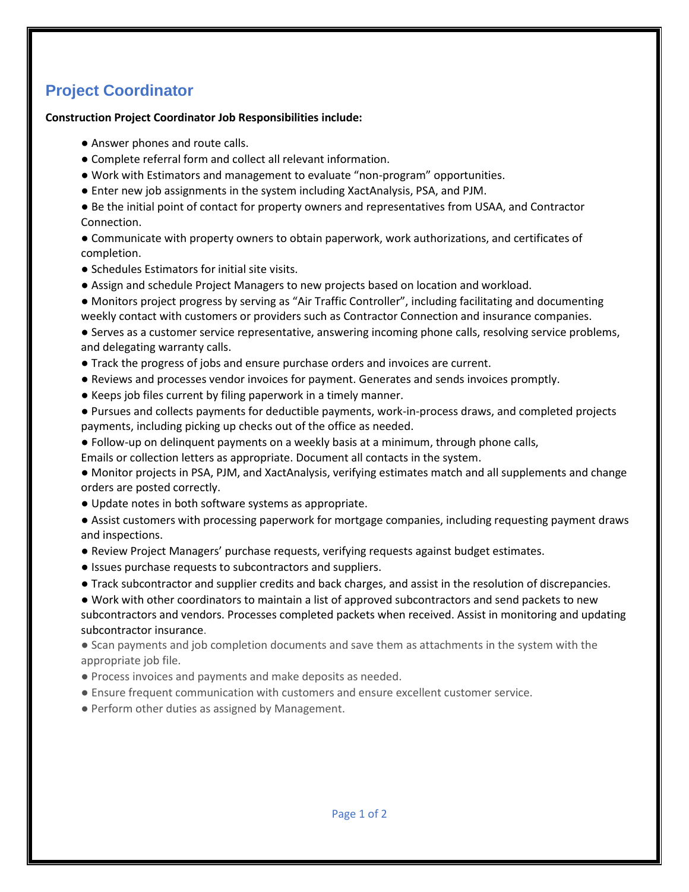# Project Coordinator

**Construction Project Coordinator Job Responsibilities include:**

- Answer phones and route calls.
- Complete referral form and collect all relevant information.
- Work with Estimators and management to evaluate “non-program” opportunities.
- Enter new job assignments in the system including XactAnalysis, PSA, and PJM.
- Be the initial point of contact for property owners and representatives from USAA, and Contractor Connection.
- Communicate with property owners to obtain paperwork, work authorizations, and certificates of completion.
- Schedules Estimators for initial site visits.
- Assign and schedule Project Managers to new projects based on location and workload.
- Monitors project progress by serving as “Air Traffic Controller”, including facilitating and documenting weekly contact with customers or providers such as Contractor Connection and insurance companies.
- Serves as a customer service representative, answering incoming phone calls, resolving service problems, and delegating warranty calls.
- Track the progress of jobs and ensure purchase orders and invoices are current.
- Reviews and processes vendor invoices for payment. Generates and sends invoices promptly.
- Keeps job files current by filing paperwork in a timely manner.
- Pursues and collects payments for deductible payments, work-in-process draws, and completed projects payments, including picking up checks out of the office as needed.
- Follow-up on delinquent payments on a weekly basis at a minimum, through phone calls, Emails or collection letters as appropriate. Document all contacts in the system.
- Monitor projects in PSA, PJM, and XactAnalysis, verifying estimates match and all supplements and change orders are posted correctly.
- Update notes in both software systems as appropriate.
- Assist customers with processing paperwork for mortgage companies, including requesting payment draws and inspections.
- Review Project Managers’ purchase requests, verifying requests against budget estimates.
- Issues purchase requests to subcontractors and suppliers.
- Track subcontractor and supplier credits and back charges, and assist in the resolution of discrepancies.
- Work with other coordinators to maintain a list of approved subcontractors and send packets to new subcontractors and vendors. Processes completed packets when received. Assist in monitoring and updating subcontractor insurance.
- Scan payments and job completion documents and save them as attachments in the system with the appropriate job file.
- Process invoices and payments and make deposits as needed.
- Ensure frequent communication with customers and ensure excellent customer service.
- Perform other duties as assigned by Management.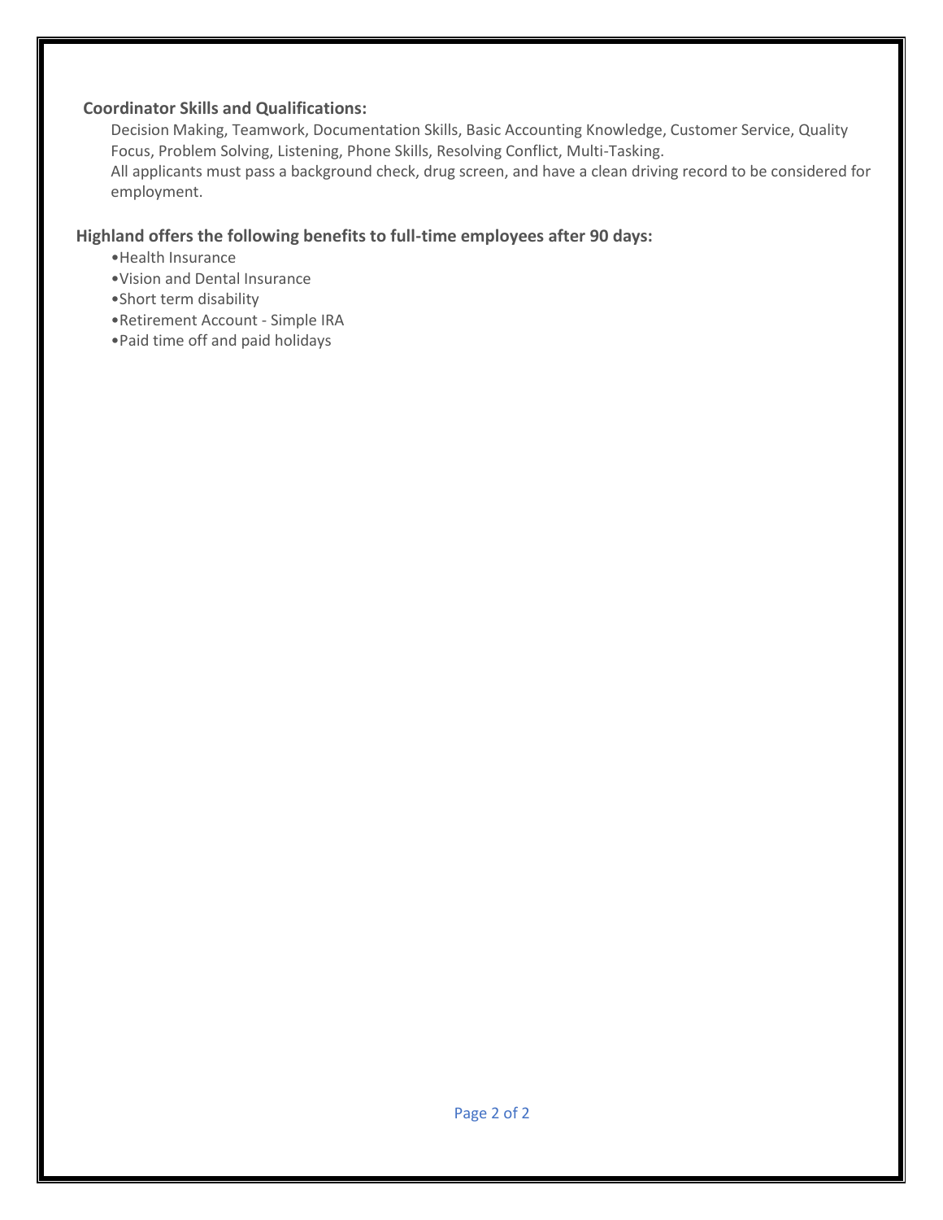**Coordinator Skills and Qualifications:**

Decision Making, Teamwork, Documentation Skills, Basic Accounting Knowledge, Customer Service, Quality Focus, Problem Solving, Listening, Phone Skills, Resolving Conflict, Multi-Tasking.

All applicants must pass a background check, drug screen, and have a clean driving record to be considered for employment.

**Highland offers the following benefits to full-time employees after 90 days:**

- Health Insurance
- Vision and Dental Insurance
- Short term disability
- Retirement Account - Simple IRA
- Paid time off and paid holidays